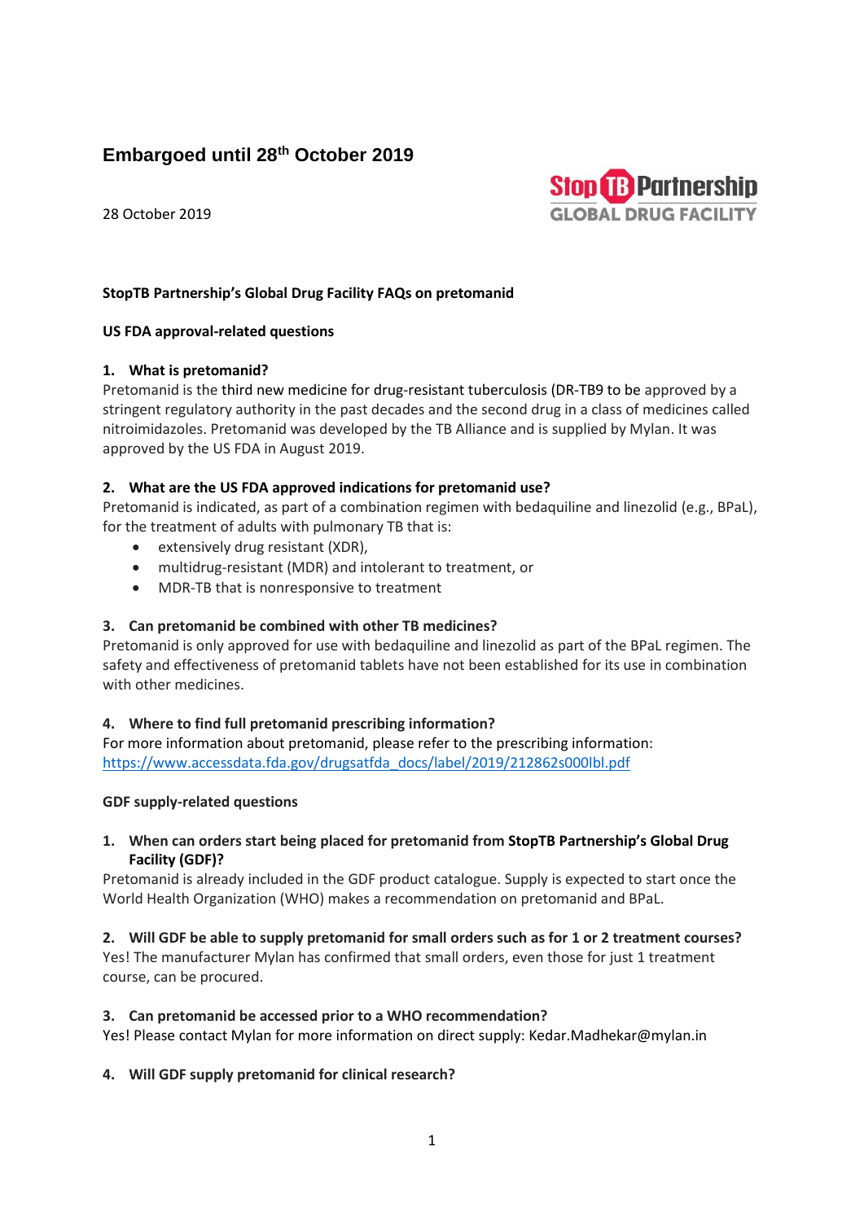# Embargoed until 28th October 2019

28 October 2019

Stop TB Partnership
GLOBAL DRUG FACILITY

**StopTB Partnership's Global Drug Facility FAQs on pretomanid**

**US FDA approval-related questions**

**1. What is pretomanid?**

Pretomanid is the third new medicine for drug-resistant tuberculosis (DR-TB9 to be approved by a stringent regulatory authority in the past decades and the second drug in a class of medicines called nitroimidazoles. Pretomanid was developed by the TB Alliance and is supplied by Mylan. It was approved by the US FDA in August 2019.

**2. What are the US FDA approved indications for pretomanid use?**

Pretomanid is indicated, as part of a combination regimen with bedaquiline and linezolid (e.g., BPaL), for the treatment of adults with pulmonary TB that is:

- extensively drug resistant (XDR),
- multidrug-resistant (MDR) and intolerant to treatment, or
- MDR-TB that is nonresponsive to treatment

**3. Can pretomanid be combined with other TB medicines?**

Pretomanid is only approved for use with bedaquiline and linezolid as part of the BPaL regimen. The safety and effectiveness of pretomanid tablets have not been established for its use in combination with other medicines.

**4. Where to find full pretomanid prescribing information?**

For more information about pretomanid, please refer to the prescribing information: https://www.accessdata.fda.gov/drugsatfda_docs/label/2019/212862s000lbl.pdf

**GDF supply-related questions**

**1. When can orders start being placed for pretomanid from StopTB Partnership's Global Drug Facility (GDF)?**

Pretomanid is already included in the GDF product catalogue. Supply is expected to start once the World Health Organization (WHO) makes a recommendation on pretomanid and BPaL.

**2. Will GDF be able to supply pretomanid for small orders such as for 1 or 2 treatment courses?**

Yes! The manufacturer Mylan has confirmed that small orders, even those for just 1 treatment course, can be procured.

**3. Can pretomanid be accessed prior to a WHO recommendation?**

Yes! Please contact Mylan for more information on direct supply: Kedar.Madhekar@mylan.in

**4. Will GDF supply pretomanid for clinical research?**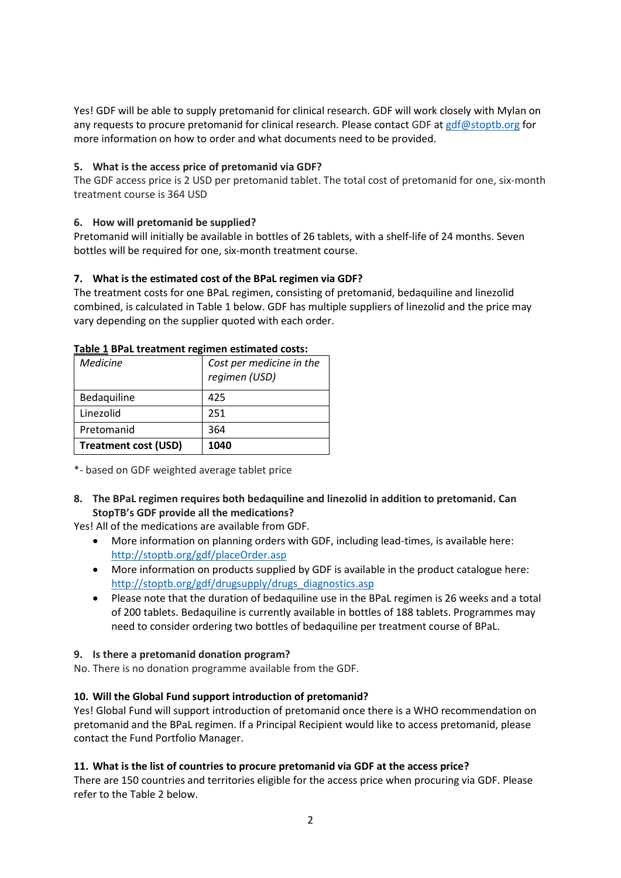Yes! GDF will be able to supply pretomanid for clinical research. GDF will work closely with Mylan on any requests to procure pretomanid for clinical research. Please contact GDF at [gdf@stoptb.org](mailto:gdf@stoptb.org) for more information on how to order and what documents need to be provided.

**5. What is the access price of pretomanid via GDF?**

The GDF access price is 2 USD per pretomanid tablet. The total cost of pretomanid for one, six-month treatment course is 364 USD

**6. How will pretomanid be supplied?**

Pretomanid will initially be available in bottles of 26 tablets, with a shelf-life of 24 months. Seven bottles will be required for one, six-month treatment course.

**7. What is the estimated cost of the BPaL regimen via GDF?**

The treatment costs for one BPaL regimen, consisting of pretomanid, bedaquiline and linezolid combined, is calculated in Table 1 below. GDF has multiple suppliers of linezolid and the price may vary depending on the supplier quoted with each order.

**Table 1 BPaL treatment regimen estimated costs:**

| *Medicine* | *Cost per medicine in the regimen (USD)* |
|---|---|
| Bedaquiline | 425 |
| Linezolid | 251 |
| Pretomanid | 364 |
| **Treatment cost (USD)** | **1040** |

*- based on GDF weighted average tablet price

**8. The BPaL regimen requires both bedaquiline and linezolid in addition to pretomanid. Can StopTB's GDF provide all the medications?**

Yes! All of the medications are available from GDF.

- More information on planning orders with GDF, including lead-times, is available here: http://stoptb.org/gdf/placeOrder.asp
- More information on products supplied by GDF is available in the product catalogue here: http://stoptb.org/gdf/drugsupply/drugs_diagnostics.asp
- Please note that the duration of bedaquiline use in the BPaL regimen is 26 weeks and a total of 200 tablets. Bedaquiline is currently available in bottles of 188 tablets. Programmes may need to consider ordering two bottles of bedaquiline per treatment course of BPaL.

**9. Is there a pretomanid donation program?**

No. There is no donation programme available from the GDF.

**10. Will the Global Fund support introduction of pretomanid?**

Yes! Global Fund will support introduction of pretomanid once there is a WHO recommendation on pretomanid and the BPaL regimen. If a Principal Recipient would like to access pretomanid, please contact the Fund Portfolio Manager.

**11. What is the list of countries to procure pretomanid via GDF at the access price?**

There are 150 countries and territories eligible for the access price when procuring via GDF. Please refer to the Table 2 below.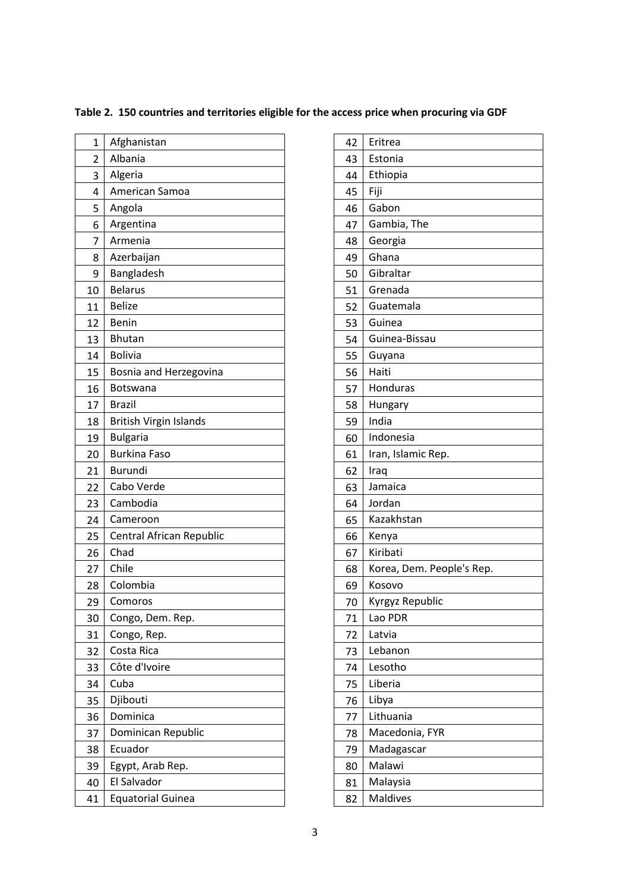**Table 2. 150 countries and territories eligible for the access price when procuring via GDF**

| | |
|---|---|
| 1 | Afghanistan |
| 2 | Albania |
| 3 | Algeria |
| 4 | American Samoa |
| 5 | Angola |
| 6 | Argentina |
| 7 | Armenia |
| 8 | Azerbaijan |
| 9 | Bangladesh |
| 10 | Belarus |
| 11 | Belize |
| 12 | Benin |
| 13 | Bhutan |
| 14 | Bolivia |
| 15 | Bosnia and Herzegovina |
| 16 | Botswana |
| 17 | Brazil |
| 18 | British Virgin Islands |
| 19 | Bulgaria |
| 20 | Burkina Faso |
| 21 | Burundi |
| 22 | Cabo Verde |
| 23 | Cambodia |
| 24 | Cameroon |
| 25 | Central African Republic |
| 26 | Chad |
| 27 | Chile |
| 28 | Colombia |
| 29 | Comoros |
| 30 | Congo, Dem. Rep. |
| 31 | Congo, Rep. |
| 32 | Costa Rica |
| 33 | Côte d'Ivoire |
| 34 | Cuba |
| 35 | Djibouti |
| 36 | Dominica |
| 37 | Dominican Republic |
| 38 | Ecuador |
| 39 | Egypt, Arab Rep. |
| 40 | El Salvador |
| 41 | Equatorial Guinea |
| 42 | Eritrea |
| 43 | Estonia |
| 44 | Ethiopia |
| 45 | Fiji |
| 46 | Gabon |
| 47 | Gambia, The |
| 48 | Georgia |
| 49 | Ghana |
| 50 | Gibraltar |
| 51 | Grenada |
| 52 | Guatemala |
| 53 | Guinea |
| 54 | Guinea-Bissau |
| 55 | Guyana |
| 56 | Haiti |
| 57 | Honduras |
| 58 | Hungary |
| 59 | India |
| 60 | Indonesia |
| 61 | Iran, Islamic Rep. |
| 62 | Iraq |
| 63 | Jamaica |
| 64 | Jordan |
| 65 | Kazakhstan |
| 66 | Kenya |
| 67 | Kiribati |
| 68 | Korea, Dem. People's Rep. |
| 69 | Kosovo |
| 70 | Kyrgyz Republic |
| 71 | Lao PDR |
| 72 | Latvia |
| 73 | Lebanon |
| 74 | Lesotho |
| 75 | Liberia |
| 76 | Libya |
| 77 | Lithuania |
| 78 | Macedonia, FYR |
| 79 | Madagascar |
| 80 | Malawi |
| 81 | Malaysia |
| 82 | Maldives |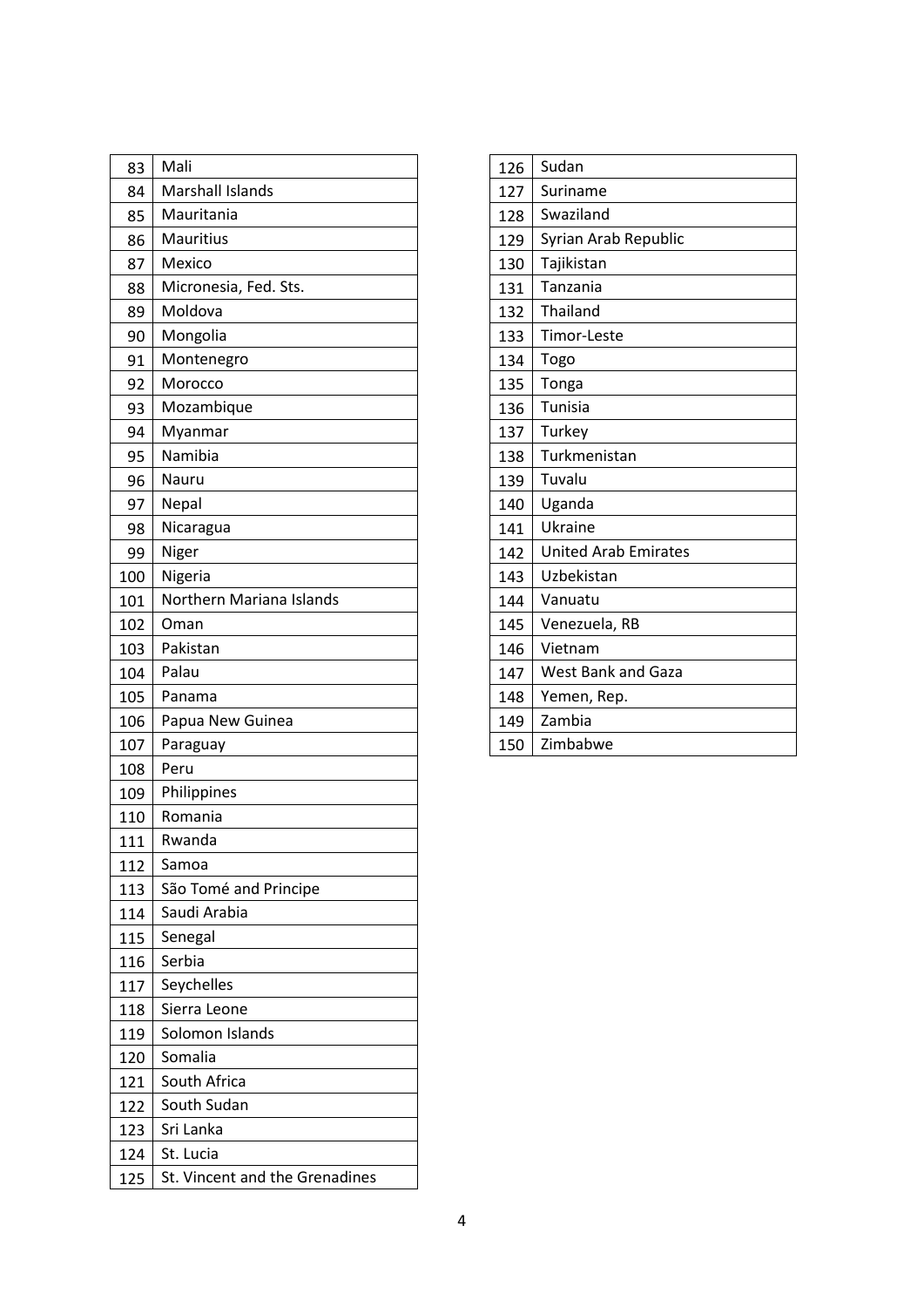| | |
|---|---|
| 83 | Mali |
| 84 | Marshall Islands |
| 85 | Mauritania |
| 86 | Mauritius |
| 87 | Mexico |
| 88 | Micronesia, Fed. Sts. |
| 89 | Moldova |
| 90 | Mongolia |
| 91 | Montenegro |
| 92 | Morocco |
| 93 | Mozambique |
| 94 | Myanmar |
| 95 | Namibia |
| 96 | Nauru |
| 97 | Nepal |
| 98 | Nicaragua |
| 99 | Niger |
| 100 | Nigeria |
| 101 | Northern Mariana Islands |
| 102 | Oman |
| 103 | Pakistan |
| 104 | Palau |
| 105 | Panama |
| 106 | Papua New Guinea |
| 107 | Paraguay |
| 108 | Peru |
| 109 | Philippines |
| 110 | Romania |
| 111 | Rwanda |
| 112 | Samoa |
| 113 | São Tomé and Principe |
| 114 | Saudi Arabia |
| 115 | Senegal |
| 116 | Serbia |
| 117 | Seychelles |
| 118 | Sierra Leone |
| 119 | Solomon Islands |
| 120 | Somalia |
| 121 | South Africa |
| 122 | South Sudan |
| 123 | Sri Lanka |
| 124 | St. Lucia |
| 125 | St. Vincent and the Grenadines |
| 126 | Sudan |
| 127 | Suriname |
| 128 | Swaziland |
| 129 | Syrian Arab Republic |
| 130 | Tajikistan |
| 131 | Tanzania |
| 132 | Thailand |
| 133 | Timor-Leste |
| 134 | Togo |
| 135 | Tonga |
| 136 | Tunisia |
| 137 | Turkey |
| 138 | Turkmenistan |
| 139 | Tuvalu |
| 140 | Uganda |
| 141 | Ukraine |
| 142 | United Arab Emirates |
| 143 | Uzbekistan |
| 144 | Vanuatu |
| 145 | Venezuela, RB |
| 146 | Vietnam |
| 147 | West Bank and Gaza |
| 148 | Yemen, Rep. |
| 149 | Zambia |
| 150 | Zimbabwe |